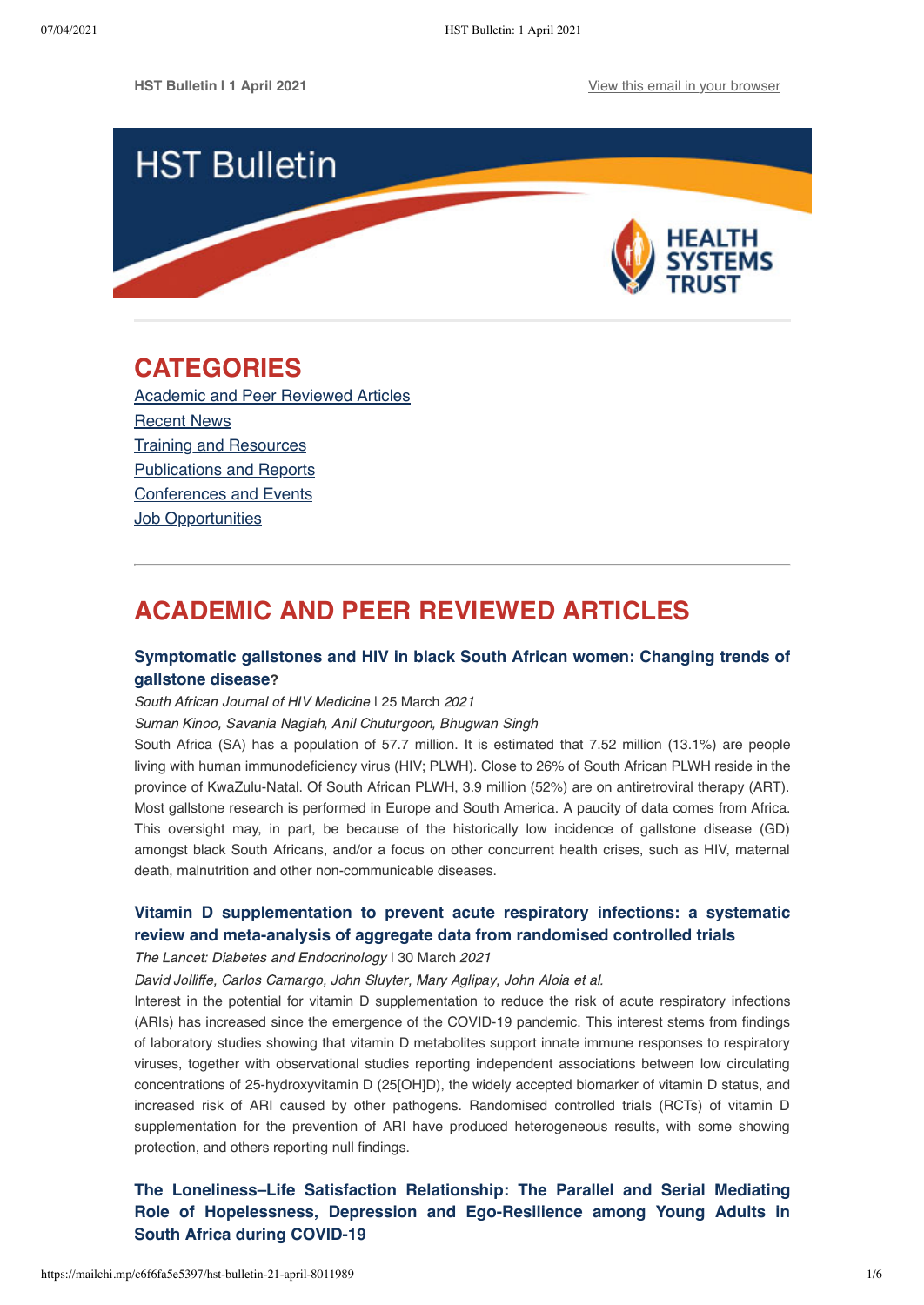HST Bulletin | 1 April 2021 View this email in your browser

HST Bulletin

HEALTH SYSTEMS TRUST

# CATEGORIES

Academic and Peer Reviewed Articles
Recent News
Training and Resources
Publications and Reports
Conferences and Events
Job Opportunities

# ACADEMIC AND PEER REVIEWED ARTICLES

### Symptomatic gallstones and HIV in black South African women: Changing trends of gallstone disease?

*South African Journal of HIV Medicine* | 25 March *2021*

*Suman Kinoo, Savania Nagiah, Anil Chuturgoon, Bhugwan Singh*

South Africa (SA) has a population of 57.7 million. It is estimated that 7.52 million (13.1%) are people living with human immunodeficiency virus (HIV; PLWH). Close to 26% of South African PLWH reside in the province of KwaZulu-Natal. Of South African PLWH, 3.9 million (52%) are on antiretroviral therapy (ART). Most gallstone research is performed in Europe and South America. A paucity of data comes from Africa. This oversight may, in part, be because of the historically low incidence of gallstone disease (GD) amongst black South Africans, and/or a focus on other concurrent health crises, such as HIV, maternal death, malnutrition and other non-communicable diseases.

### Vitamin D supplementation to prevent acute respiratory infections: a systematic review and meta-analysis of aggregate data from randomised controlled trials

*The Lancet: Diabetes and Endocrinology* | 30 March *2021*

*David Jolliffe, Carlos Camargo, John Sluyter, Mary Aglipay, John Aloia et al.*

Interest in the potential for vitamin D supplementation to reduce the risk of acute respiratory infections (ARIs) has increased since the emergence of the COVID-19 pandemic. This interest stems from findings of laboratory studies showing that vitamin D metabolites support innate immune responses to respiratory viruses, together with observational studies reporting independent associations between low circulating concentrations of 25-hydroxyvitamin D (25[OH]D), the widely accepted biomarker of vitamin D status, and increased risk of ARI caused by other pathogens. Randomised controlled trials (RCTs) of vitamin D supplementation for the prevention of ARI have produced heterogeneous results, with some showing protection, and others reporting null findings.

### The Loneliness–Life Satisfaction Relationship: The Parallel and Serial Mediating Role of Hopelessness, Depression and Ego-Resilience among Young Adults in South Africa during COVID-19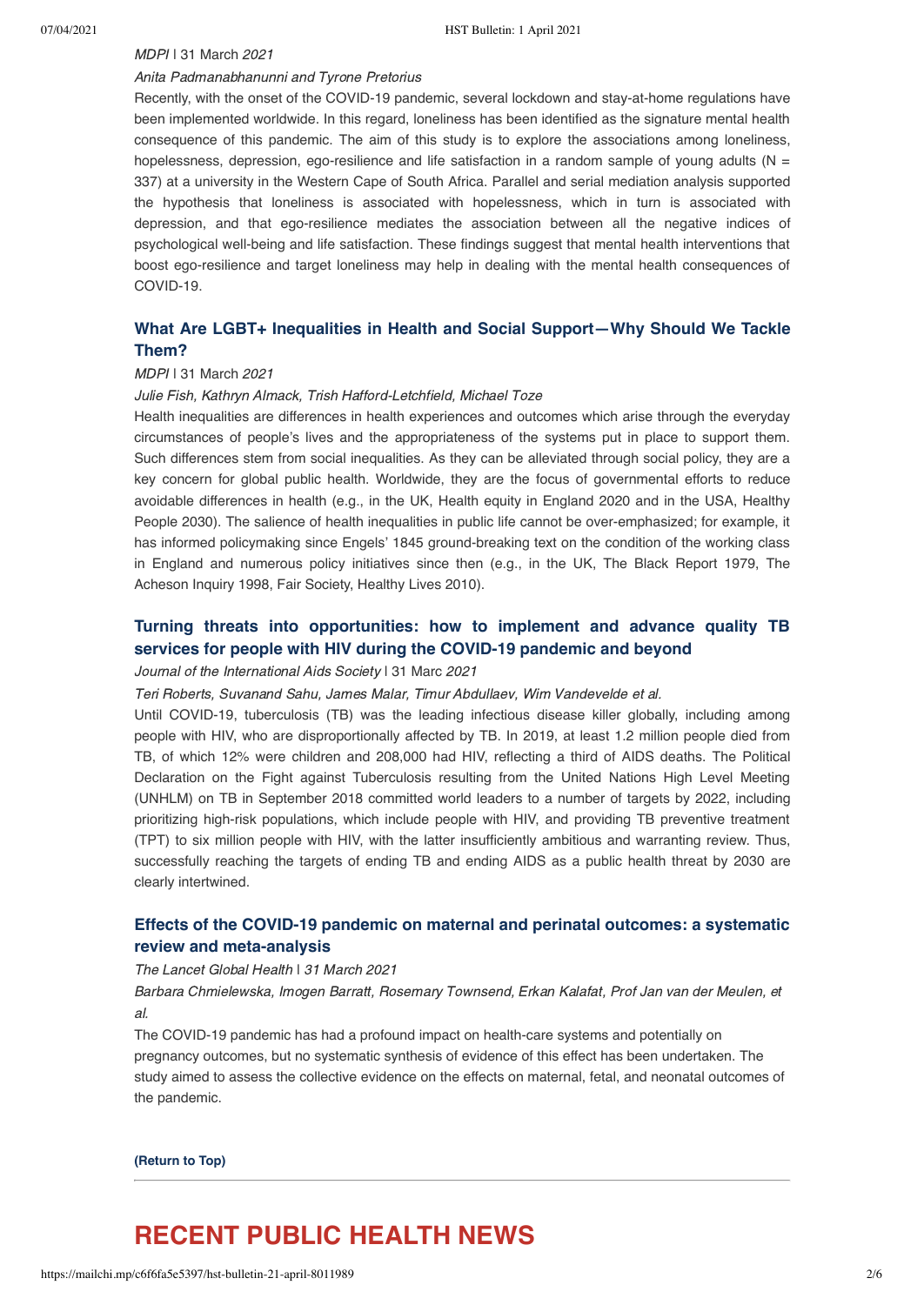*MDPI* | 31 March *2021*

*Anita Padmanabhanunni and Tyrone Pretorius*

Recently, with the onset of the COVID-19 pandemic, several lockdown and stay-at-home regulations have been implemented worldwide. In this regard, loneliness has been identified as the signature mental health consequence of this pandemic. The aim of this study is to explore the associations among loneliness, hopelessness, depression, ego-resilience and life satisfaction in a random sample of young adults (N = 337) at a university in the Western Cape of South Africa. Parallel and serial mediation analysis supported the hypothesis that loneliness is associated with hopelessness, which in turn is associated with depression, and that ego-resilience mediates the association between all the negative indices of psychological well-being and life satisfaction. These findings suggest that mental health interventions that boost ego-resilience and target loneliness may help in dealing with the mental health consequences of COVID-19.

### What Are LGBT+ Inequalities in Health and Social Support—Why Should We Tackle Them?

*MDPI* | 31 March *2021*

*Julie Fish, Kathryn Almack, Trish Hafford-Letchfield, Michael Toze*

Health inequalities are differences in health experiences and outcomes which arise through the everyday circumstances of people's lives and the appropriateness of the systems put in place to support them. Such differences stem from social inequalities. As they can be alleviated through social policy, they are a key concern for global public health. Worldwide, they are the focus of governmental efforts to reduce avoidable differences in health (e.g., in the UK, Health equity in England 2020 and in the USA, Healthy People 2030). The salience of health inequalities in public life cannot be over-emphasized; for example, it has informed policymaking since Engels' 1845 ground-breaking text on the condition of the working class in England and numerous policy initiatives since then (e.g., in the UK, The Black Report 1979, The Acheson Inquiry 1998, Fair Society, Healthy Lives 2010).

### Turning threats into opportunities: how to implement and advance quality TB services for people with HIV during the COVID-19 pandemic and beyond

*Journal of the International Aids Society* | 31 Marc *2021*

*Teri Roberts, Suvanand Sahu, James Malar, Timur Abdullaev, Wim Vandevelde et al.*

Until COVID-19, tuberculosis (TB) was the leading infectious disease killer globally, including among people with HIV, who are disproportionally affected by TB. In 2019, at least 1.2 million people died from TB, of which 12% were children and 208,000 had HIV, reflecting a third of AIDS deaths. The Political Declaration on the Fight against Tuberculosis resulting from the United Nations High Level Meeting (UNHLM) on TB in September 2018 committed world leaders to a number of targets by 2022, including prioritizing high-risk populations, which include people with HIV, and providing TB preventive treatment (TPT) to six million people with HIV, with the latter insufficiently ambitious and warranting review. Thus, successfully reaching the targets of ending TB and ending AIDS as a public health threat by 2030 are clearly intertwined.

### Effects of the COVID-19 pandemic on maternal and perinatal outcomes: a systematic review and meta-analysis

*The Lancet Global Health* | *31 March 2021*

*Barbara Chmielewska, Imogen Barratt, Rosemary Townsend, Erkan Kalafat, Prof Jan van der Meulen, et al.*

The COVID-19 pandemic has had a profound impact on health-care systems and potentially on pregnancy outcomes, but no systematic synthesis of evidence of this effect has been undertaken. The study aimed to assess the collective evidence on the effects on maternal, fetal, and neonatal outcomes of the pandemic.

**(Return to Top)**

---

## RECENT PUBLIC HEALTH NEWS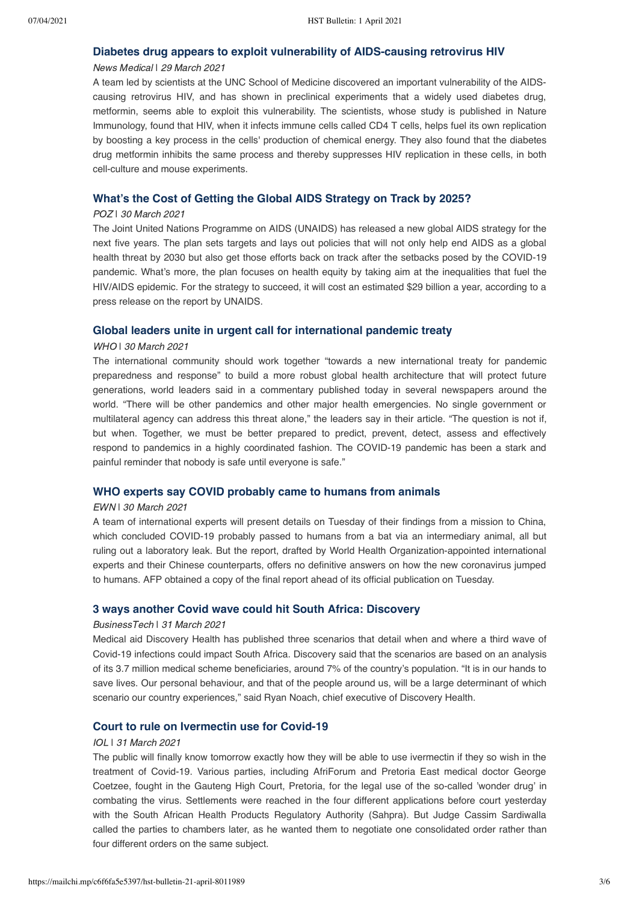### Diabetes drug appears to exploit vulnerability of AIDS-causing retrovirus HIV

*News Medical | 29 March 2021*

A team led by scientists at the UNC School of Medicine discovered an important vulnerability of the AIDS-causing retrovirus HIV, and has shown in preclinical experiments that a widely used diabetes drug, metformin, seems able to exploit this vulnerability. The scientists, whose study is published in Nature Immunology, found that HIV, when it infects immune cells called CD4 T cells, helps fuel its own replication by boosting a key process in the cells' production of chemical energy. They also found that the diabetes drug metformin inhibits the same process and thereby suppresses HIV replication in these cells, in both cell-culture and mouse experiments.

### What's the Cost of Getting the Global AIDS Strategy on Track by 2025?

*POZ | 30 March 2021*

The Joint United Nations Programme on AIDS (UNAIDS) has released a new global AIDS strategy for the next five years. The plan sets targets and lays out policies that will not only help end AIDS as a global health threat by 2030 but also get those efforts back on track after the setbacks posed by the COVID-19 pandemic. What's more, the plan focuses on health equity by taking aim at the inequalities that fuel the HIV/AIDS epidemic. For the strategy to succeed, it will cost an estimated $29 billion a year, according to a press release on the report by UNAIDS.

### Global leaders unite in urgent call for international pandemic treaty

*WHO | 30 March 2021*

The international community should work together "towards a new international treaty for pandemic preparedness and response" to build a more robust global health architecture that will protect future generations, world leaders said in a commentary published today in several newspapers around the world. "There will be other pandemics and other major health emergencies. No single government or multilateral agency can address this threat alone," the leaders say in their article. "The question is not if, but when. Together, we must be better prepared to predict, prevent, detect, assess and effectively respond to pandemics in a highly coordinated fashion. The COVID-19 pandemic has been a stark and painful reminder that nobody is safe until everyone is safe."

### WHO experts say COVID probably came to humans from animals

*EWN | 30 March 2021*

A team of international experts will present details on Tuesday of their findings from a mission to China, which concluded COVID-19 probably passed to humans from a bat via an intermediary animal, all but ruling out a laboratory leak. But the report, drafted by World Health Organization-appointed international experts and their Chinese counterparts, offers no definitive answers on how the new coronavirus jumped to humans. AFP obtained a copy of the final report ahead of its official publication on Tuesday.

### 3 ways another Covid wave could hit South Africa: Discovery

*BusinessTech | 31 March 2021*

Medical aid Discovery Health has published three scenarios that detail when and where a third wave of Covid-19 infections could impact South Africa. Discovery said that the scenarios are based on an analysis of its 3.7 million medical scheme beneficiaries, around 7% of the country's population. "It is in our hands to save lives. Our personal behaviour, and that of the people around us, will be a large determinant of which scenario our country experiences," said Ryan Noach, chief executive of Discovery Health.

### Court to rule on Ivermectin use for Covid-19

*IOL | 31 March 2021*

The public will finally know tomorrow exactly how they will be able to use ivermectin if they so wish in the treatment of Covid-19. Various parties, including AfriForum and Pretoria East medical doctor George Coetzee, fought in the Gauteng High Court, Pretoria, for the legal use of the so-called 'wonder drug' in combating the virus. Settlements were reached in the four different applications before court yesterday with the South African Health Products Regulatory Authority (Sahpra). But Judge Cassim Sardiwalla called the parties to chambers later, as he wanted them to negotiate one consolidated order rather than four different orders on the same subject.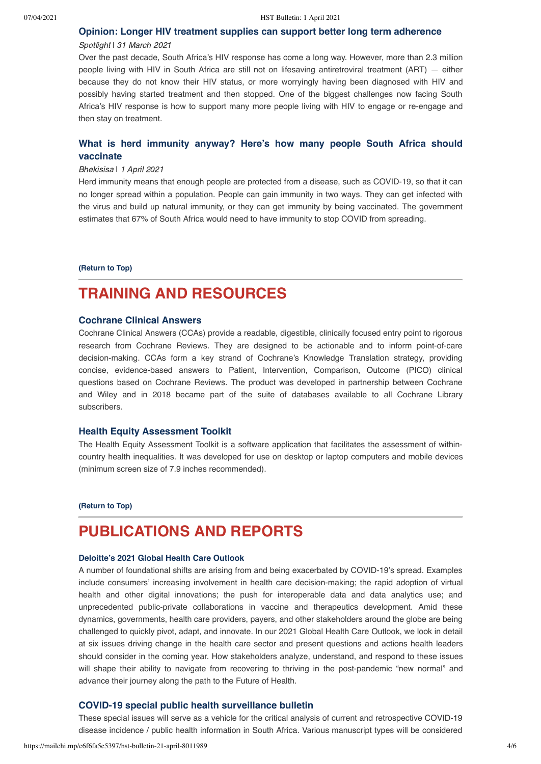### Opinion: Longer HIV treatment supplies can support better long term adherence

*Spotlight* | *31 March 2021*

Over the past decade, South Africa's HIV response has come a long way. However, more than 2.3 million people living with HIV in South Africa are still not on lifesaving antiretroviral treatment (ART) — either because they do not know their HIV status, or more worryingly having been diagnosed with HIV and possibly having started treatment and then stopped. One of the biggest challenges now facing South Africa's HIV response is how to support many more people living with HIV to engage or re-engage and then stay on treatment.

### What is herd immunity anyway? Here's how many people South Africa should vaccinate

*Bhekisisa* | *1 April 2021*

Herd immunity means that enough people are protected from a disease, such as COVID-19, so that it can no longer spread within a population. People can gain immunity in two ways. They can get infected with the virus and build up natural immunity, or they can get immunity by being vaccinated. The government estimates that 67% of South Africa would need to have immunity to stop COVID from spreading.

**(Return to Top)**

## TRAINING AND RESOURCES

### Cochrane Clinical Answers

Cochrane Clinical Answers (CCAs) provide a readable, digestible, clinically focused entry point to rigorous research from Cochrane Reviews. They are designed to be actionable and to inform point-of-care decision-making. CCAs form a key strand of Cochrane's Knowledge Translation strategy, providing concise, evidence-based answers to Patient, Intervention, Comparison, Outcome (PICO) clinical questions based on Cochrane Reviews. The product was developed in partnership between Cochrane and Wiley and in 2018 became part of the suite of databases available to all Cochrane Library subscribers.

### Health Equity Assessment Toolkit

The Health Equity Assessment Toolkit is a software application that facilitates the assessment of within-country health inequalities. It was developed for use on desktop or laptop computers and mobile devices (minimum screen size of 7.9 inches recommended).

**(Return to Top)**

## PUBLICATIONS AND REPORTS

### Deloitte's 2021 Global Health Care Outlook

A number of foundational shifts are arising from and being exacerbated by COVID-19's spread. Examples include consumers' increasing involvement in health care decision-making; the rapid adoption of virtual health and other digital innovations; the push for interoperable data and data analytics use; and unprecedented public-private collaborations in vaccine and therapeutics development. Amid these dynamics, governments, health care providers, payers, and other stakeholders around the globe are being challenged to quickly pivot, adapt, and innovate. In our 2021 Global Health Care Outlook, we look in detail at six issues driving change in the health care sector and present questions and actions health leaders should consider in the coming year. How stakeholders analyze, understand, and respond to these issues will shape their ability to navigate from recovering to thriving in the post-pandemic "new normal" and advance their journey along the path to the Future of Health.

### COVID-19 special public health surveillance bulletin

These special issues will serve as a vehicle for the critical analysis of current and retrospective COVID-19 disease incidence / public health information in South Africa. Various manuscript types will be considered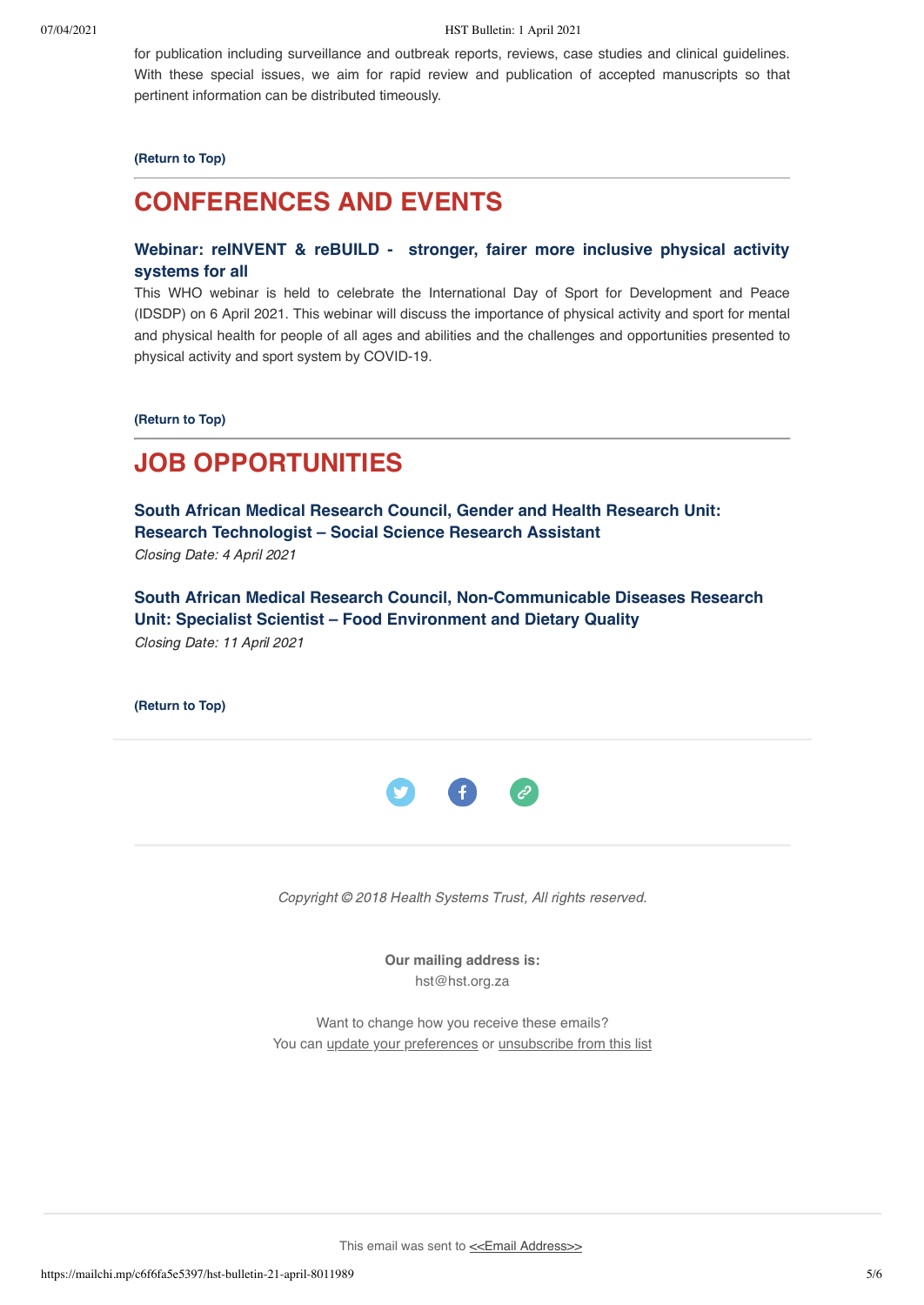for publication including surveillance and outbreak reports, reviews, case studies and clinical guidelines. With these special issues, we aim for rapid review and publication of accepted manuscripts so that pertinent information can be distributed timeously.

**(Return to Top)**

---

## CONFERENCES AND EVENTS

### Webinar: reINVENT & reBUILD - stronger, fairer more inclusive physical activity systems for all

This WHO webinar is held to celebrate the International Day of Sport for Development and Peace (IDSDP) on 6 April 2021. This webinar will discuss the importance of physical activity and sport for mental and physical health for people of all ages and abilities and the challenges and opportunities presented to physical activity and sport system by COVID-19.

**(Return to Top)**

---

## JOB OPPORTUNITIES

### South African Medical Research Council, Gender and Health Research Unit: Research Technologist – Social Science Research Assistant

*Closing Date: 4 April 2021*

### South African Medical Research Council, Non-Communicable Diseases Research Unit: Specialist Scientist – Food Environment and Dietary Quality

*Closing Date: 11 April 2021*

**(Return to Top)**

---

*Copyright © 2018 Health Systems Trust, All rights reserved.*

**Our mailing address is:**
hst@hst.org.za

Want to change how you receive these emails?
You can update your preferences or unsubscribe from this list

This email was sent to <<Email Address>>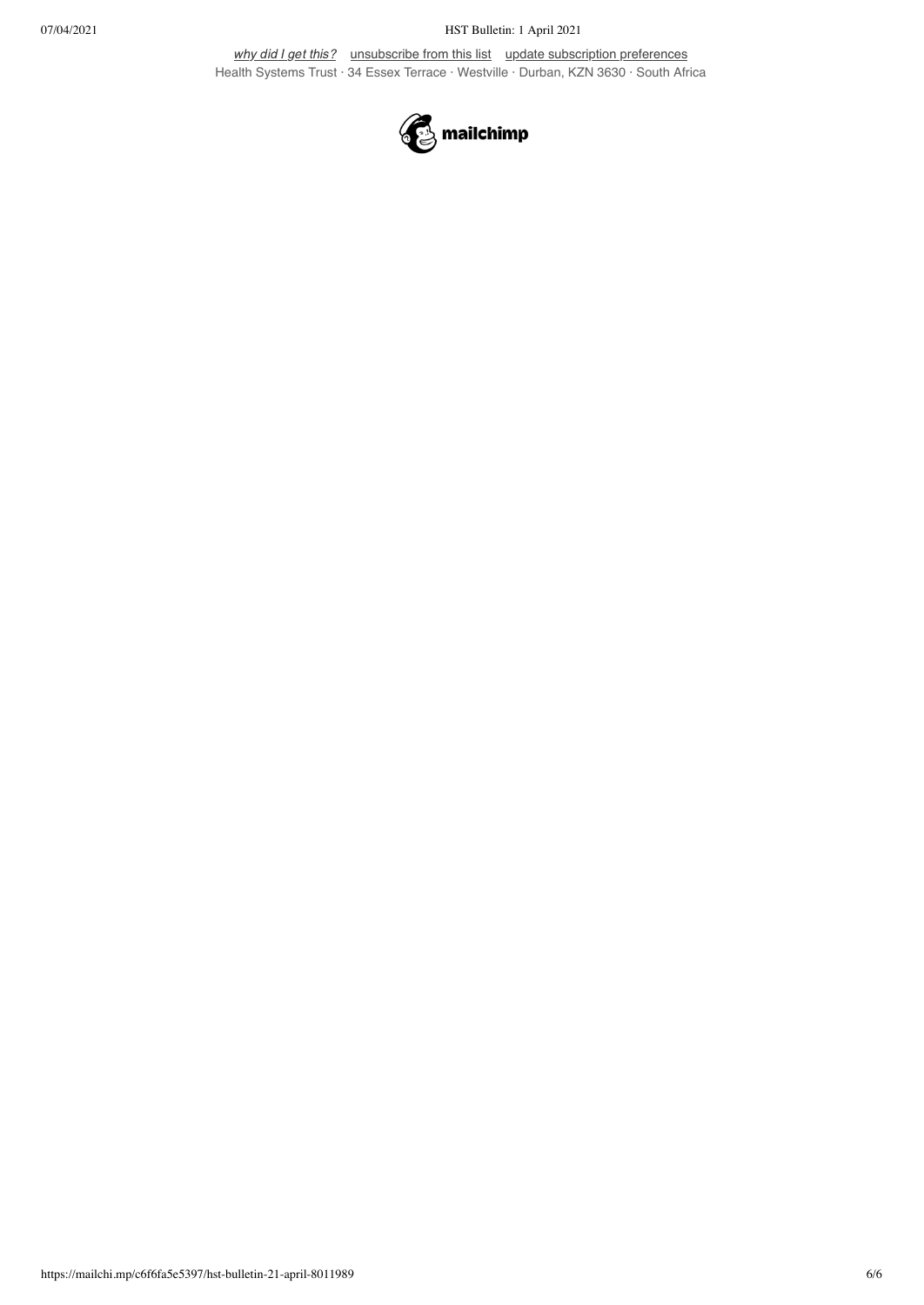*why did I get this?* unsubscribe from this list update subscription preferences

Health Systems Trust · 34 Essex Terrace · Westville · Durban, KZN 3630 · South Africa